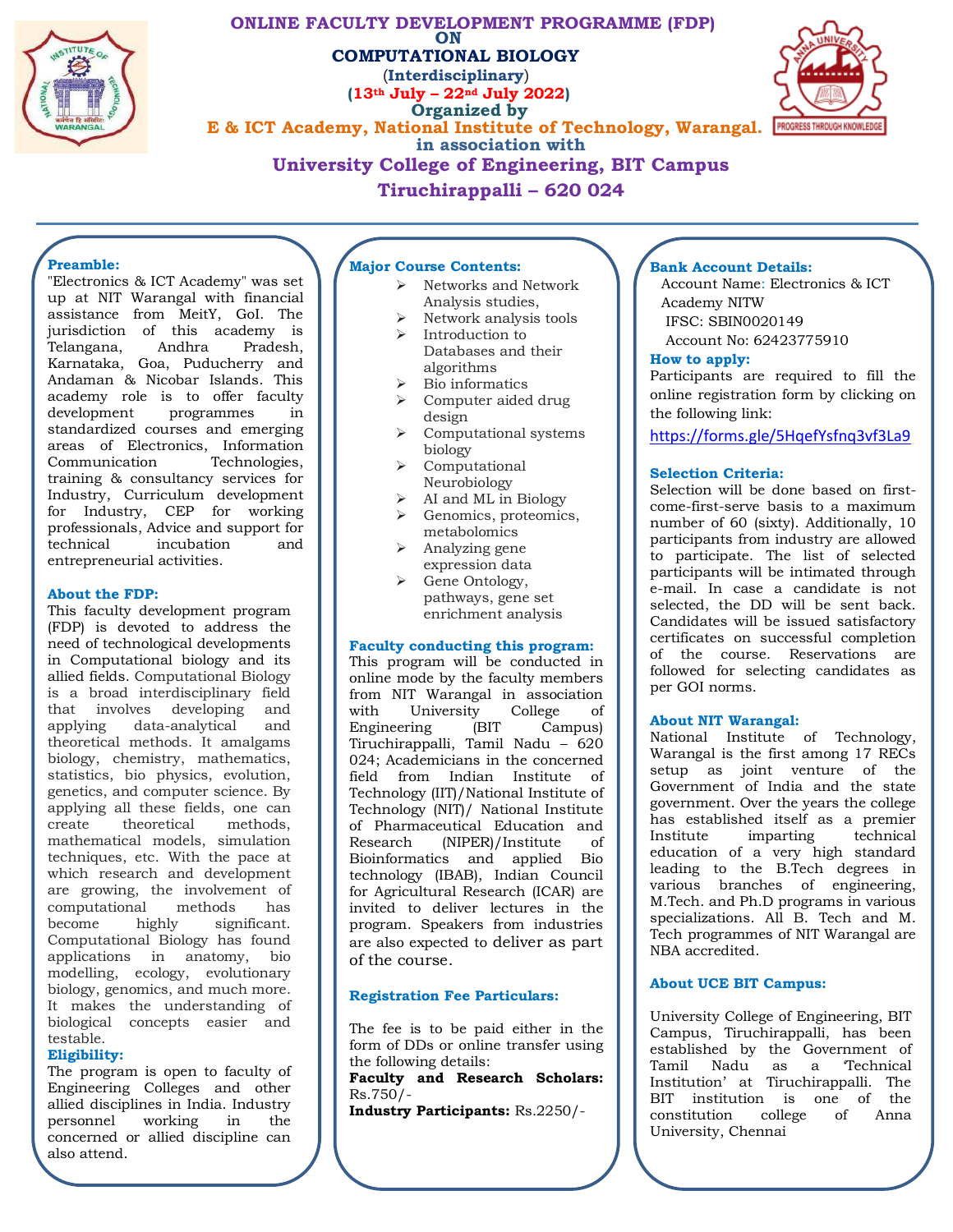# ONLINE FACULTY DEVELOPMENT PROGRAMME (FDP) ON COMPUTATIONAL BIOLOGY

**(Interdisciplinary)**

**(13th July – 22nd July 2022)**

**Organized by**

**E & ICT Academy, National Institute of Technology, Warangal.**

**in association with**

## University College of Engineering, BIT Campus Tiruchirappalli – 620 024

### Preamble:

"Electronics & ICT Academy" was set up at NIT Warangal with financial assistance from MeitY, GoI. The jurisdiction of this academy is Telangana, Andhra Pradesh, Karnataka, Goa, Puducherry and Andaman & Nicobar Islands. This academy role is to offer faculty development programmes in standardized courses and emerging areas of Electronics, Information Communication Technologies, training & consultancy services for Industry, Curriculum development for Industry, CEP for working professionals, Advice and support for technical incubation and entrepreneurial activities.

### About the FDP:

This faculty development program (FDP) is devoted to address the need of technological developments in Computational biology and its allied fields. Computational Biology is a broad interdisciplinary field that involves developing and applying data-analytical and theoretical methods. It amalgams biology, chemistry, mathematics, statistics, bio physics, evolution, genetics, and computer science. By applying all these fields, one can create theoretical methods, mathematical models, simulation techniques, etc. With the pace at which research and development are growing, the involvement of computational methods has become highly significant. Computational Biology has found applications in anatomy, bio modelling, ecology, evolutionary biology, genomics, and much more. It makes the understanding of biological concepts easier and testable.

### Eligibility:

The program is open to faculty of Engineering Colleges and other allied disciplines in India. Industry personnel working in the concerned or allied discipline can also attend.

### Major Course Contents:

- Networks and Network Analysis studies,
- Network analysis tools
- Introduction to Databases and their algorithms
- Bio informatics
- Computer aided drug design
- Computational systems biology
- Computational Neurobiology
- AI and ML in Biology
- Genomics, proteomics, metabolomics
- Analyzing gene expression data
- Gene Ontology, pathways, gene set enrichment analysis

### Faculty conducting this program:

This program will be conducted in online mode by the faculty members from NIT Warangal in association with University College of Engineering (BIT Campus) Tiruchirappalli, Tamil Nadu – 620 024; Academicians in the concerned field from Indian Institute of Technology (IIT)/National Institute of Technology (NIT)/ National Institute of Pharmaceutical Education and Research (NIPER)/Institute of Bioinformatics and applied Bio technology (IBAB), Indian Council for Agricultural Research (ICAR) are invited to deliver lectures in the program. Speakers from industries are also expected to deliver as part of the course.

### Registration Fee Particulars:

The fee is to be paid either in the form of DDs or online transfer using the following details:

**Faculty and Research Scholars:** Rs.750/-

**Industry Participants:** Rs.2250/-

### Bank Account Details:

Account Name: Electronics & ICT Academy NITW

IFSC: SBIN0020149

Account No: 62423775910

### How to apply:

Participants are required to fill the online registration form by clicking on the following link:

https://forms.gle/5HqefYsfnq3vf3La9

### Selection Criteria:

Selection will be done based on first-come-first-serve basis to a maximum number of 60 (sixty). Additionally, 10 participants from industry are allowed to participate. The list of selected participants will be intimated through e-mail. In case a candidate is not selected, the DD will be sent back. Candidates will be issued satisfactory certificates on successful completion of the course. Reservations are followed for selecting candidates as per GOI norms.

### About NIT Warangal:

National Institute of Technology, Warangal is the first among 17 RECs setup as joint venture of the Government of India and the state government. Over the years the college has established itself as a premier Institute imparting technical education of a very high standard leading to the B.Tech degrees in various branches of engineering, M.Tech. and Ph.D programs in various specializations. All B. Tech and M. Tech programmes of NIT Warangal are NBA accredited.

### About UCE BIT Campus:

University College of Engineering, BIT Campus, Tiruchirappalli, has been established by the Government of Tamil Nadu as a 'Technical Institution' at Tiruchirappalli. The BIT institution is one of the constitution college of Anna University, Chennai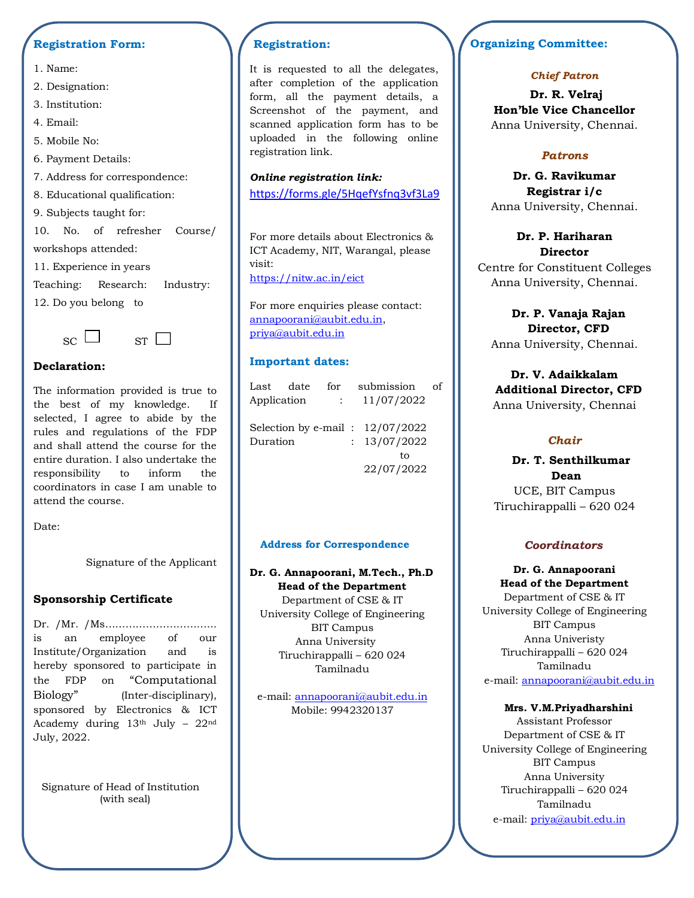## Registration Form:

1. Name:
2. Designation:
3. Institution:
4. Email:
5. Mobile No:
6. Payment Details:
7. Address for correspondence:
8. Educational qualification:
9. Subjects taught for:
10. No. of refresher Course/ workshops attended:
11. Experience in years

Teaching: Research: Industry:

12. Do you belong to

SC ☐ ST ☐

### Declaration:

The information provided is true to the best of my knowledge. If selected, I agree to abide by the rules and regulations of the FDP and shall attend the course for the entire duration. I also undertake the responsibility to inform the coordinators in case I am unable to attend the course.

Date:

Signature of the Applicant

### Sponsorship Certificate

Dr. /Mr. /Ms................................ is an employee of our Institute/Organization and is hereby sponsored to participate in the FDP on "Computational Biology" (Inter-disciplinary), sponsored by Electronics & ICT Academy during 13th July – 22nd July, 2022.

Signature of Head of Institution
(with seal)

## Registration:

It is requested to all the delegates, after completion of the application form, all the payment details, a Screenshot of the payment, and scanned application form has to be uploaded in the following online registration link.

***Online registration link:***
https://forms.gle/5HqefYsfnq3vf3La9

For more details about Electronics & ICT Academy, NIT, Warangal, please visit:
https://nitw.ac.in/eict

For more enquiries please contact:
annapoorani@aubit.edu.in, priya@aubit.edu.in

## Important dates:

Last date for submission of Application : 11/07/2022

Selection by e-mail : 12/07/2022
Duration : 13/07/2022 to 22/07/2022

### Address for Correspondence

**Dr. G. Annapoorani, M.Tech., Ph.D**
**Head of the Department**
Department of CSE & IT
University College of Engineering
BIT Campus
Anna University
Tiruchirappalli – 620 024
Tamilnadu

e-mail: annapoorani@aubit.edu.in
Mobile: 9942320137

## Organizing Committee:

***Chief Patron***

**Dr. R. Velraj**
**Hon'ble Vice Chancellor**
Anna University, Chennai.

***Patrons***

**Dr. G. Ravikumar**
**Registrar i/c**
Anna University, Chennai.

**Dr. P. Hariharan**
**Director**
Centre for Constituent Colleges
Anna University, Chennai.

**Dr. P. Vanaja Rajan**
**Director, CFD**
Anna University, Chennai.

**Dr. V. Adaikkalam**
**Additional Director, CFD**
Anna University, Chennai

***Chair***

**Dr. T. Senthilkumar**
**Dean**
UCE, BIT Campus
Tiruchirappalli – 620 024

***Coordinators***

**Dr. G. Annapoorani**
**Head of the Department**
Department of CSE & IT
University College of Engineering
BIT Campus
Anna Univeristy
Tiruchirappalli – 620 024
Tamilnadu
e-mail: annapoorani@aubit.edu.in

**Mrs. V.M.Priyadharshini**
Assistant Professor
Department of CSE & IT
University College of Engineering
BIT Campus
Anna University
Tiruchirappalli – 620 024
Tamilnadu
e-mail: priya@aubit.edu.in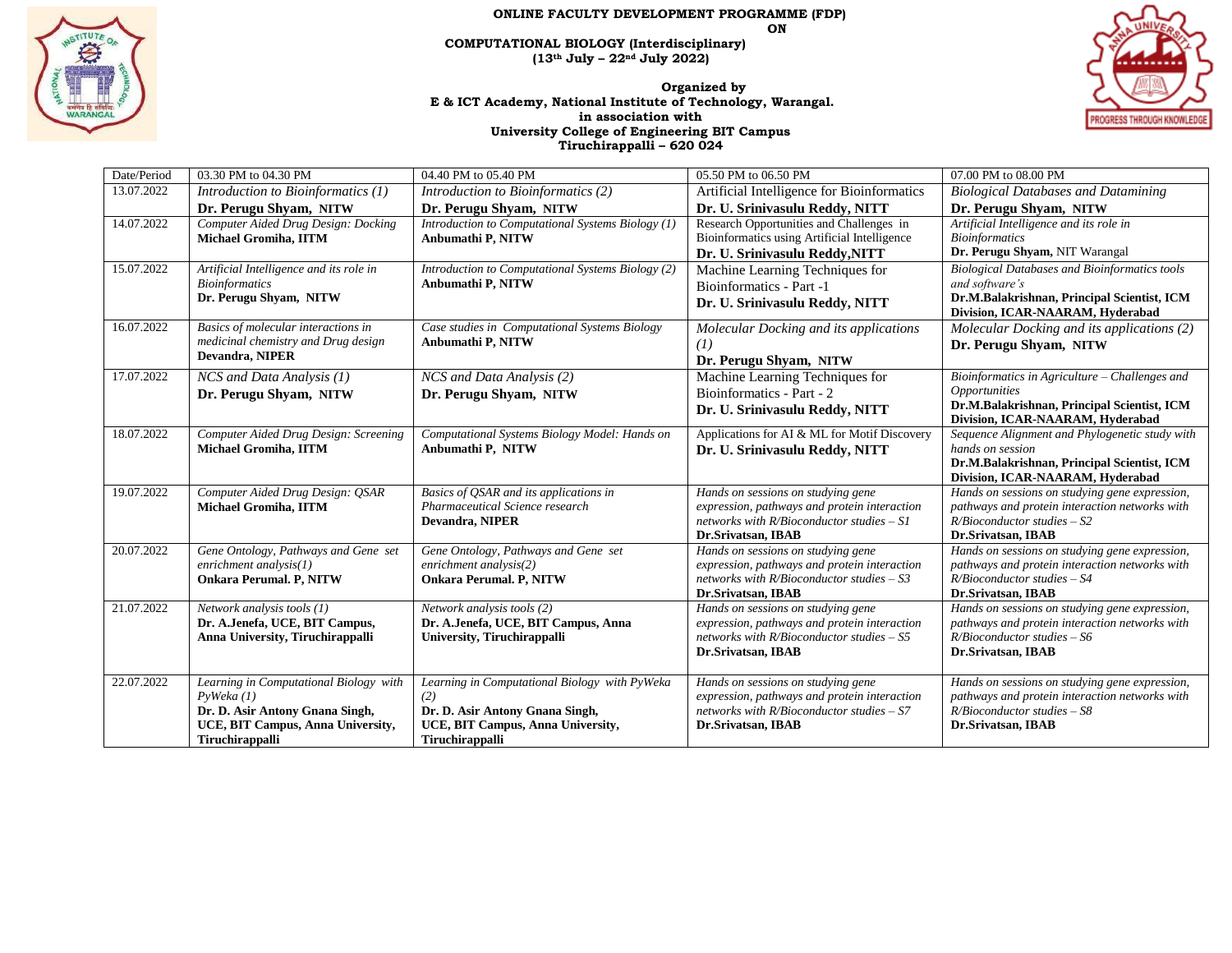**ONLINE FACULTY DEVELOPMENT PROGRAMME (FDP)**

**ON**

**COMPUTATIONAL BIOLOGY (Interdisciplinary)**
**(13th July – 22nd July 2022)**

**Organized by**
**E & ICT Academy, National Institute of Technology, Warangal.**
**in association with**
**University College of Engineering BIT Campus**
**Tiruchirappalli – 620 024**

| Date/Period | 03.30 PM to 04.30 PM | 04.40 PM to 05.40 PM | 05.50 PM to 06.50 PM | 07.00 PM to 08.00 PM |
|---|---|---|---|---|
| 13.07.2022 | *Introduction to Bioinformatics (1)* **Dr. Perugu Shyam, NITW** | *Introduction to Bioinformatics (2)* **Dr. Perugu Shyam, NITW** | Artificial Intelligence for Bioinformatics **Dr. U. Srinivasulu Reddy, NITT** | *Biological Databases and Datamining* **Dr. Perugu Shyam, NITW** |
| 14.07.2022 | *Computer Aided Drug Design: Docking* **Michael Gromiha, IITM** | *Introduction to Computational Systems Biology (1)* **Anbumathi P, NITW** | Research Opportunities and Challenges in Bioinformatics using Artificial Intelligence **Dr. U. Srinivasulu Reddy,NITT** | *Artificial Intelligence and its role in Bioinformatics* **Dr. Perugu Shyam,** NIT Warangal |
| 15.07.2022 | *Artificial Intelligence and its role in Bioinformatics* **Dr. Perugu Shyam, NITW** | *Introduction to Computational Systems Biology (2)* **Anbumathi P, NITW** | Machine Learning Techniques for Bioinformatics - Part -1 **Dr. U. Srinivasulu Reddy, NITT** | *Biological Databases and Bioinformatics tools and software's* **Dr.M.Balakrishnan, Principal Scientist, ICM Division, ICAR-NAARAM, Hyderabad** |
| 16.07.2022 | *Basics of molecular interactions in medicinal chemistry and Drug design* **Devandra, NIPER** | *Case studies in Computational Systems Biology* **Anbumathi P, NITW** | *Molecular Docking and its applications (1)* **Dr. Perugu Shyam, NITW** | *Molecular Docking and its applications (2)* **Dr. Perugu Shyam, NITW** |
| 17.07.2022 | *NCS and Data Analysis (1)* **Dr. Perugu Shyam, NITW** | *NCS and Data Analysis (2)* **Dr. Perugu Shyam, NITW** | Machine Learning Techniques for Bioinformatics - Part - 2 **Dr. U. Srinivasulu Reddy, NITT** | *Bioinformatics in Agriculture – Challenges and Opportunities* **Dr.M.Balakrishnan, Principal Scientist, ICM Division, ICAR-NAARAM, Hyderabad** |
| 18.07.2022 | *Computer Aided Drug Design: Screening* **Michael Gromiha, IITM** | *Computational Systems Biology Model: Hands on* **Anbumathi P, NITW** | Applications for AI & ML for Motif Discovery **Dr. U. Srinivasulu Reddy, NITT** | *Sequence Alignment and Phylogenetic study with hands on session* **Dr.M.Balakrishnan, Principal Scientist, ICM Division, ICAR-NAARAM, Hyderabad** |
| 19.07.2022 | *Computer Aided Drug Design: QSAR* **Michael Gromiha, IITM** | *Basics of QSAR and its applications in Pharmaceutical Science research* **Devandra, NIPER** | *Hands on sessions on studying gene expression, pathways and protein interaction networks with R/Bioconductor studies – S1* **Dr.Srivatsan, IBAB** | *Hands on sessions on studying gene expression, pathways and protein interaction networks with R/Bioconductor studies – S2* **Dr.Srivatsan, IBAB** |
| 20.07.2022 | *Gene Ontology, Pathways and Gene set enrichment analysis(1)* **Onkara Perumal. P, NITW** | *Gene Ontology, Pathways and Gene set enrichment analysis(2)* **Onkara Perumal. P, NITW** | *Hands on sessions on studying gene expression, pathways and protein interaction networks with R/Bioconductor studies – S3* **Dr.Srivatsan, IBAB** | *Hands on sessions on studying gene expression, pathways and protein interaction networks with R/Bioconductor studies – S4* **Dr.Srivatsan, IBAB** |
| 21.07.2022 | *Network analysis tools (1)* **Dr. A.Jenefa, UCE, BIT Campus, Anna University, Tiruchirappalli** | *Network analysis tools (2)* **Dr. A.Jenefa, UCE, BIT Campus, Anna University, Tiruchirappalli** | *Hands on sessions on studying gene expression, pathways and protein interaction networks with R/Bioconductor studies – S5* **Dr.Srivatsan, IBAB** | *Hands on sessions on studying gene expression, pathways and protein interaction networks with R/Bioconductor studies – S6* **Dr.Srivatsan, IBAB** |
| 22.07.2022 | *Learning in Computational Biology with PyWeka (1)* **Dr. D. Asir Antony Gnana Singh, UCE, BIT Campus, Anna University, Tiruchirappalli** | *Learning in Computational Biology with PyWeka (2)* **Dr. D. Asir Antony Gnana Singh, UCE, BIT Campus, Anna University, Tiruchirappalli** | *Hands on sessions on studying gene expression, pathways and protein interaction networks with R/Bioconductor studies – S7* **Dr.Srivatsan, IBAB** | *Hands on sessions on studying gene expression, pathways and protein interaction networks with R/Bioconductor studies – S8* **Dr.Srivatsan, IBAB** |